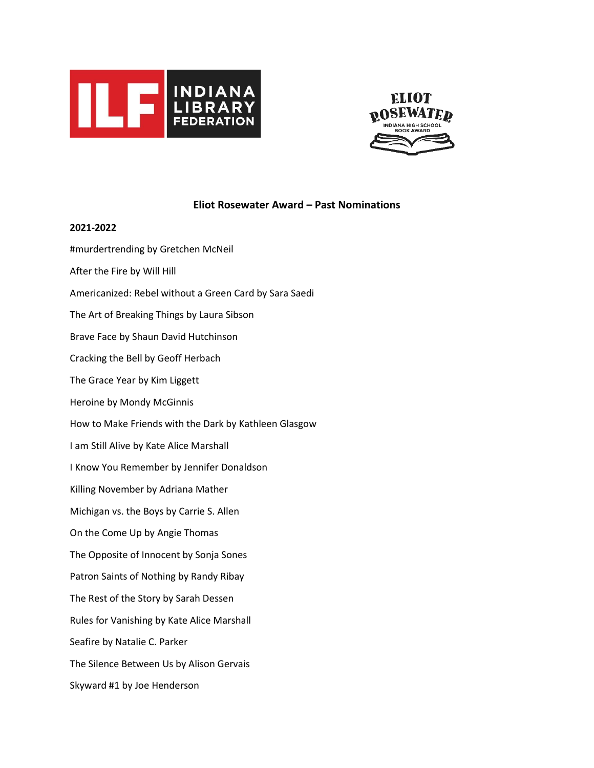# Eliot Rosewater Award – Past Nominations

**2021-2022**

#murdertrending by Gretchen McNeil

After the Fire by Will Hill

Americanized: Rebel without a Green Card by Sara Saedi

The Art of Breaking Things by Laura Sibson

Brave Face by Shaun David Hutchinson

Cracking the Bell by Geoff Herbach

The Grace Year by Kim Liggett

Heroine by Mondy McGinnis

How to Make Friends with the Dark by Kathleen Glasgow

I am Still Alive by Kate Alice Marshall

I Know You Remember by Jennifer Donaldson

Killing November by Adriana Mather

Michigan vs. the Boys by Carrie S. Allen

On the Come Up by Angie Thomas

The Opposite of Innocent by Sonja Sones

Patron Saints of Nothing by Randy Ribay

The Rest of the Story by Sarah Dessen

Rules for Vanishing by Kate Alice Marshall

Seafire by Natalie C. Parker

The Silence Between Us by Alison Gervais

Skyward #1 by Joe Henderson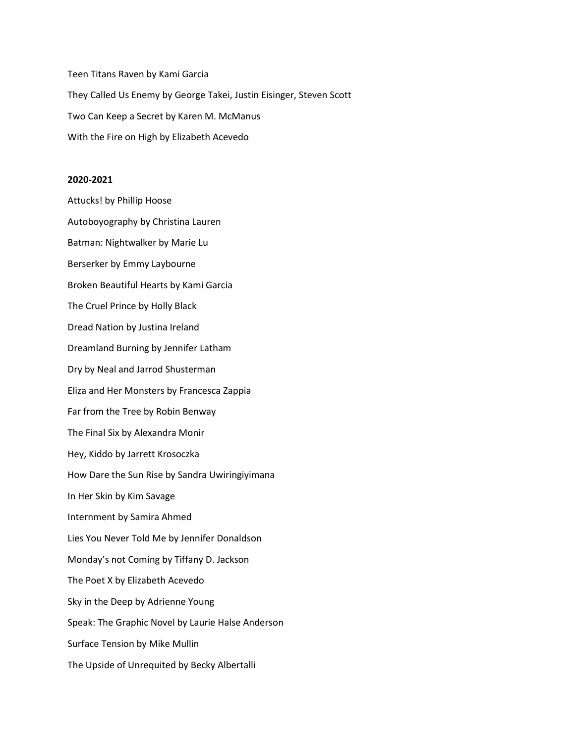Teen Titans Raven by Kami Garcia

They Called Us Enemy by George Takei, Justin Eisinger, Steven Scott

Two Can Keep a Secret by Karen M. McManus

With the Fire on High by Elizabeth Acevedo

**2020-2021**

Attucks! by Phillip Hoose

Autoboyography by Christina Lauren

Batman: Nightwalker by Marie Lu

Berserker by Emmy Laybourne

Broken Beautiful Hearts by Kami Garcia

The Cruel Prince by Holly Black

Dread Nation by Justina Ireland

Dreamland Burning by Jennifer Latham

Dry by Neal and Jarrod Shusterman

Eliza and Her Monsters by Francesca Zappia

Far from the Tree by Robin Benway

The Final Six by Alexandra Monir

Hey, Kiddo by Jarrett Krosoczka

How Dare the Sun Rise by Sandra Uwiringiyimana

In Her Skin by Kim Savage

Internment by Samira Ahmed

Lies You Never Told Me by Jennifer Donaldson

Monday's not Coming by Tiffany D. Jackson

The Poet X by Elizabeth Acevedo

Sky in the Deep by Adrienne Young

Speak: The Graphic Novel by Laurie Halse Anderson

Surface Tension by Mike Mullin

The Upside of Unrequited by Becky Albertalli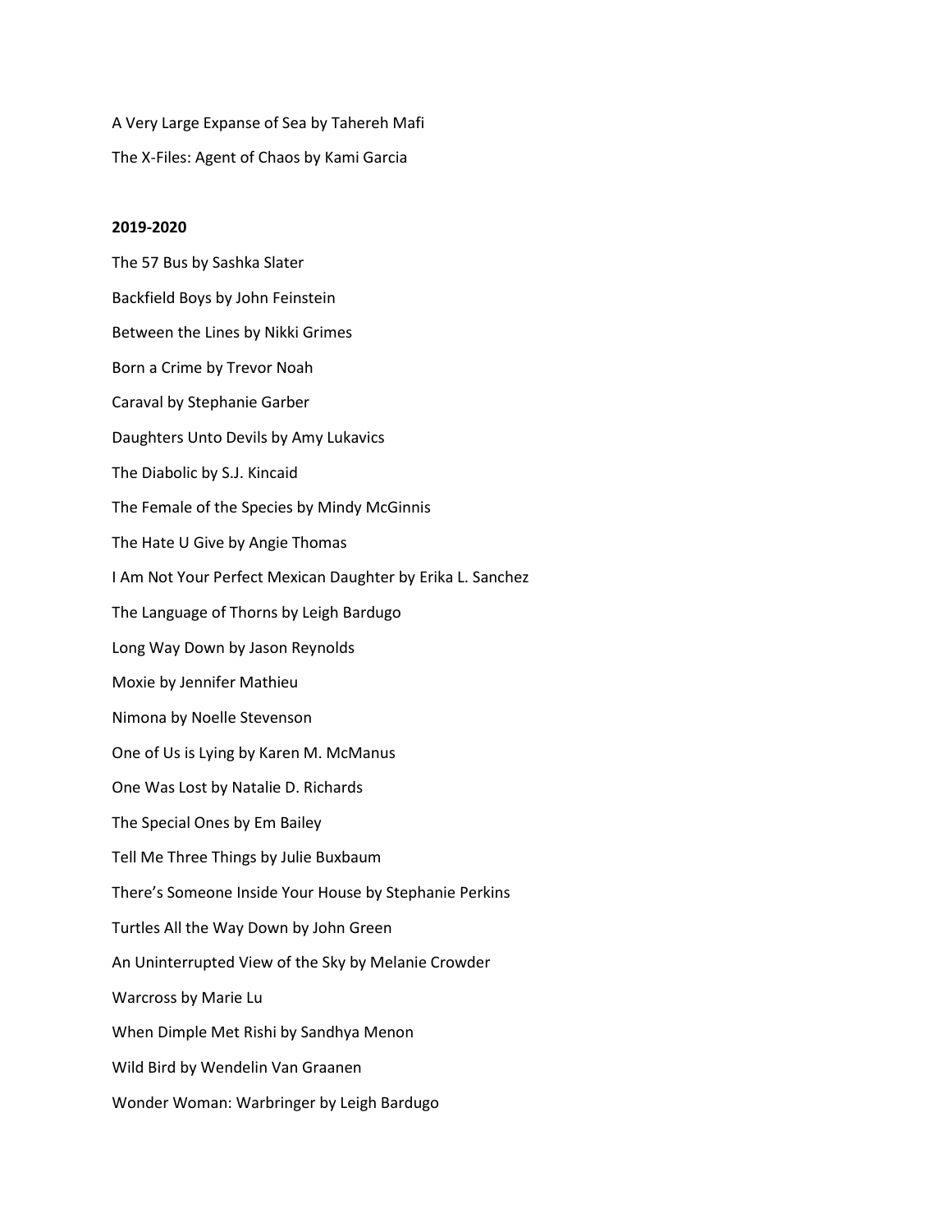A Very Large Expanse of Sea by Tahereh Mafi

The X-Files: Agent of Chaos by Kami Garcia

**2019-2020**

The 57 Bus by Sashka Slater

Backfield Boys by John Feinstein

Between the Lines by Nikki Grimes

Born a Crime by Trevor Noah

Caraval by Stephanie Garber

Daughters Unto Devils by Amy Lukavics

The Diabolic by S.J. Kincaid

The Female of the Species by Mindy McGinnis

The Hate U Give by Angie Thomas

I Am Not Your Perfect Mexican Daughter by Erika L. Sanchez

The Language of Thorns by Leigh Bardugo

Long Way Down by Jason Reynolds

Moxie by Jennifer Mathieu

Nimona by Noelle Stevenson

One of Us is Lying by Karen M. McManus

One Was Lost by Natalie D. Richards

The Special Ones by Em Bailey

Tell Me Three Things by Julie Buxbaum

There's Someone Inside Your House by Stephanie Perkins

Turtles All the Way Down by John Green

An Uninterrupted View of the Sky by Melanie Crowder

Warcross by Marie Lu

When Dimple Met Rishi by Sandhya Menon

Wild Bird by Wendelin Van Graanen

Wonder Woman: Warbringer by Leigh Bardugo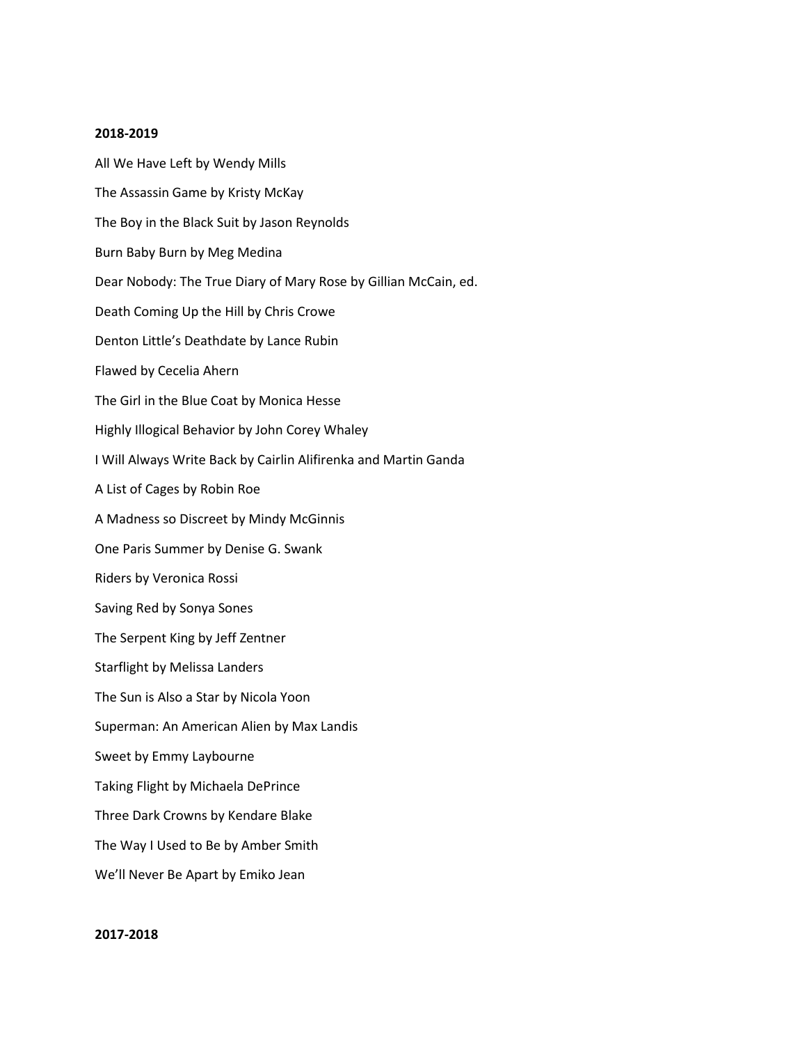**2018-2019**

All We Have Left by Wendy Mills

The Assassin Game by Kristy McKay

The Boy in the Black Suit by Jason Reynolds

Burn Baby Burn by Meg Medina

Dear Nobody: The True Diary of Mary Rose by Gillian McCain, ed.

Death Coming Up the Hill by Chris Crowe

Denton Little's Deathdate by Lance Rubin

Flawed by Cecelia Ahern

The Girl in the Blue Coat by Monica Hesse

Highly Illogical Behavior by John Corey Whaley

I Will Always Write Back by Cairlin Alifirenka and Martin Ganda

A List of Cages by Robin Roe

A Madness so Discreet by Mindy McGinnis

One Paris Summer by Denise G. Swank

Riders by Veronica Rossi

Saving Red by Sonya Sones

The Serpent King by Jeff Zentner

Starflight by Melissa Landers

The Sun is Also a Star by Nicola Yoon

Superman: An American Alien by Max Landis

Sweet by Emmy Laybourne

Taking Flight by Michaela DePrince

Three Dark Crowns by Kendare Blake

The Way I Used to Be by Amber Smith

We'll Never Be Apart by Emiko Jean

**2017-2018**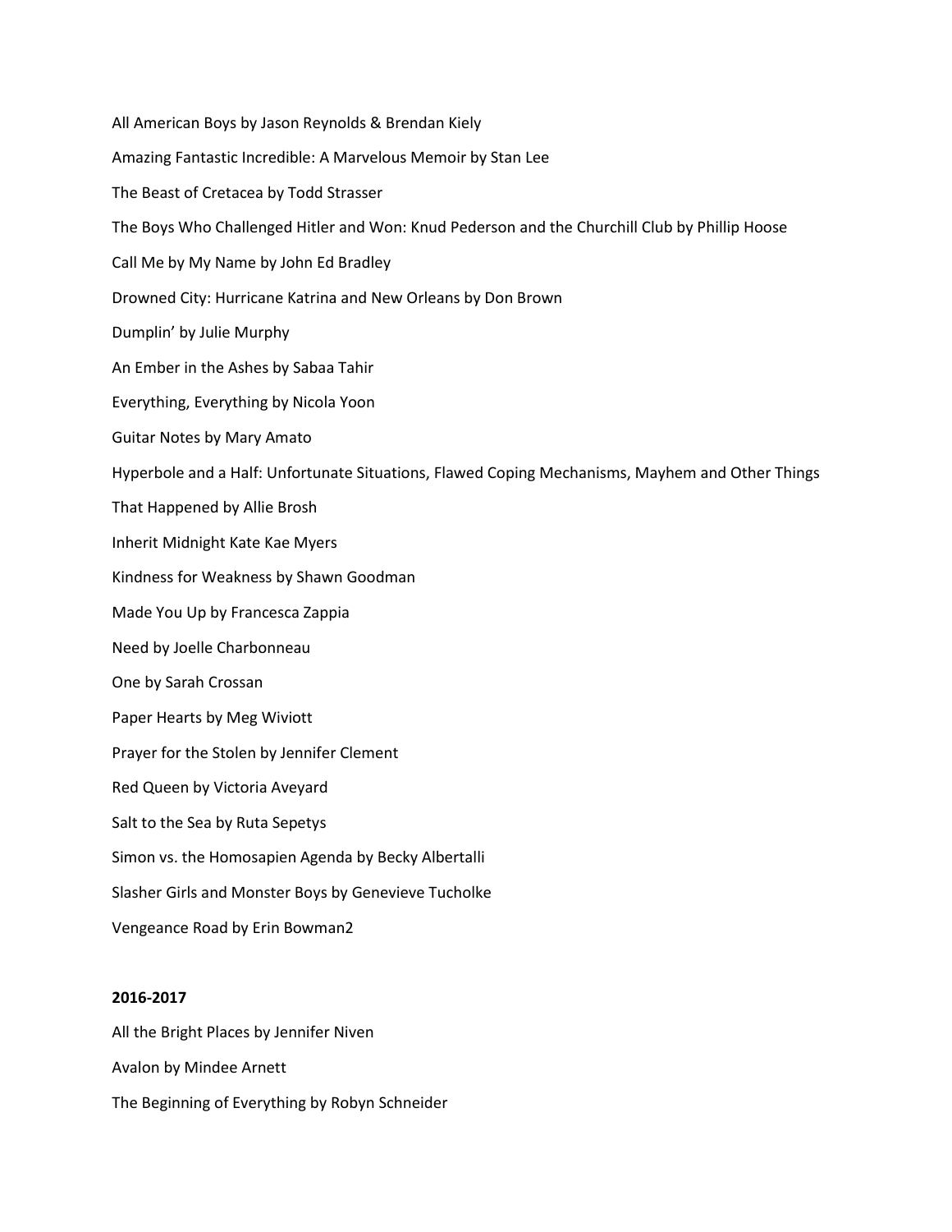All American Boys by Jason Reynolds & Brendan Kiely

Amazing Fantastic Incredible: A Marvelous Memoir by Stan Lee

The Beast of Cretacea by Todd Strasser

The Boys Who Challenged Hitler and Won: Knud Pederson and the Churchill Club by Phillip Hoose

Call Me by My Name by John Ed Bradley

Drowned City: Hurricane Katrina and New Orleans by Don Brown

Dumplin' by Julie Murphy

An Ember in the Ashes by Sabaa Tahir

Everything, Everything by Nicola Yoon

Guitar Notes by Mary Amato

Hyperbole and a Half: Unfortunate Situations, Flawed Coping Mechanisms, Mayhem and Other Things That Happened by Allie Brosh

Inherit Midnight Kate Kae Myers

Kindness for Weakness by Shawn Goodman

Made You Up by Francesca Zappia

Need by Joelle Charbonneau

One by Sarah Crossan

Paper Hearts by Meg Wiviott

Prayer for the Stolen by Jennifer Clement

Red Queen by Victoria Aveyard

Salt to the Sea by Ruta Sepetys

Simon vs. the Homosapien Agenda by Becky Albertalli

Slasher Girls and Monster Boys by Genevieve Tucholke

Vengeance Road by Erin Bowman2

**2016-2017**

All the Bright Places by Jennifer Niven

Avalon by Mindee Arnett

The Beginning of Everything by Robyn Schneider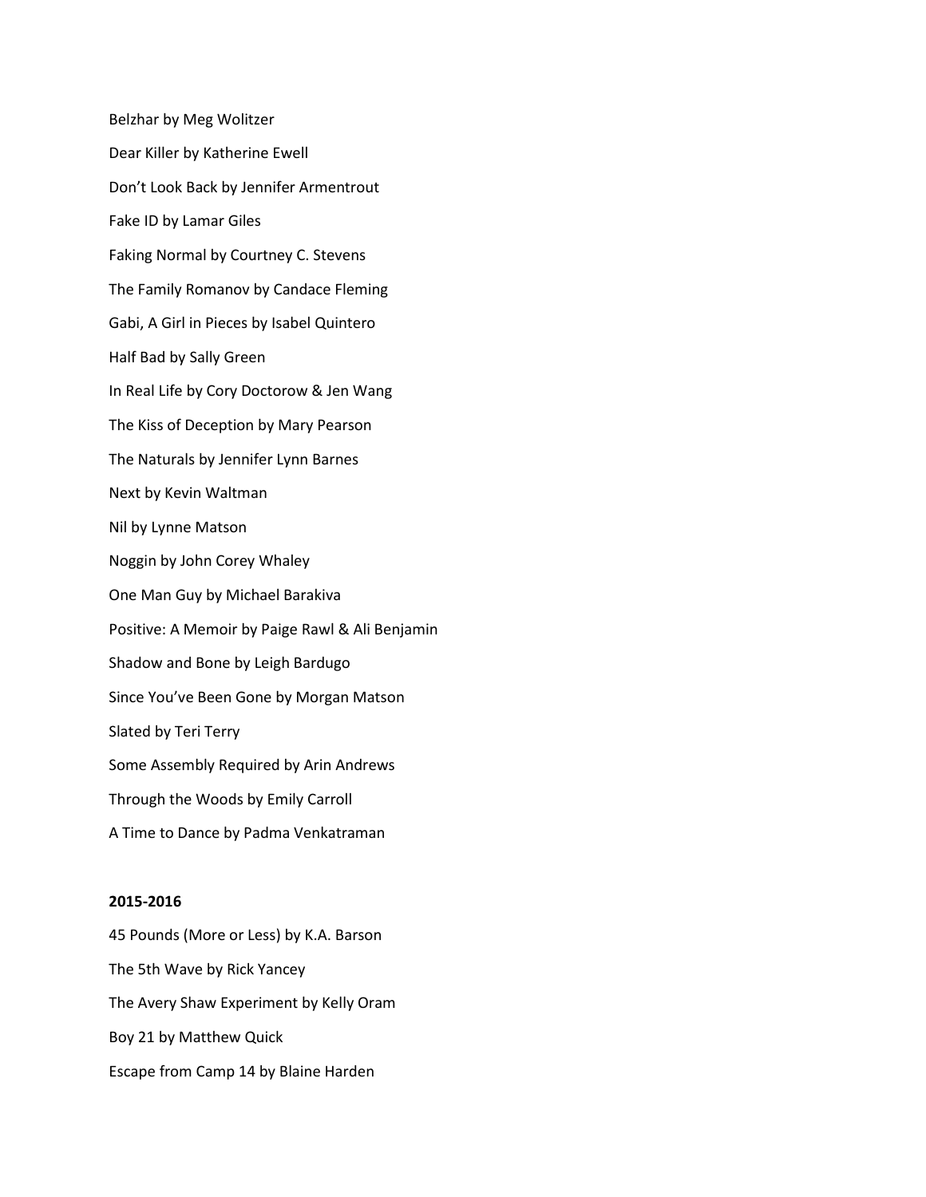Belzhar by Meg Wolitzer

Dear Killer by Katherine Ewell

Don't Look Back by Jennifer Armentrout

Fake ID by Lamar Giles

Faking Normal by Courtney C. Stevens

The Family Romanov by Candace Fleming

Gabi, A Girl in Pieces by Isabel Quintero

Half Bad by Sally Green

In Real Life by Cory Doctorow & Jen Wang

The Kiss of Deception by Mary Pearson

The Naturals by Jennifer Lynn Barnes

Next by Kevin Waltman

Nil by Lynne Matson

Noggin by John Corey Whaley

One Man Guy by Michael Barakiva

Positive: A Memoir by Paige Rawl & Ali Benjamin

Shadow and Bone by Leigh Bardugo

Since You've Been Gone by Morgan Matson

Slated by Teri Terry

Some Assembly Required by Arin Andrews

Through the Woods by Emily Carroll

A Time to Dance by Padma Venkatraman

**2015-2016**

45 Pounds (More or Less) by K.A. Barson

The 5th Wave by Rick Yancey

The Avery Shaw Experiment by Kelly Oram

Boy 21 by Matthew Quick

Escape from Camp 14 by Blaine Harden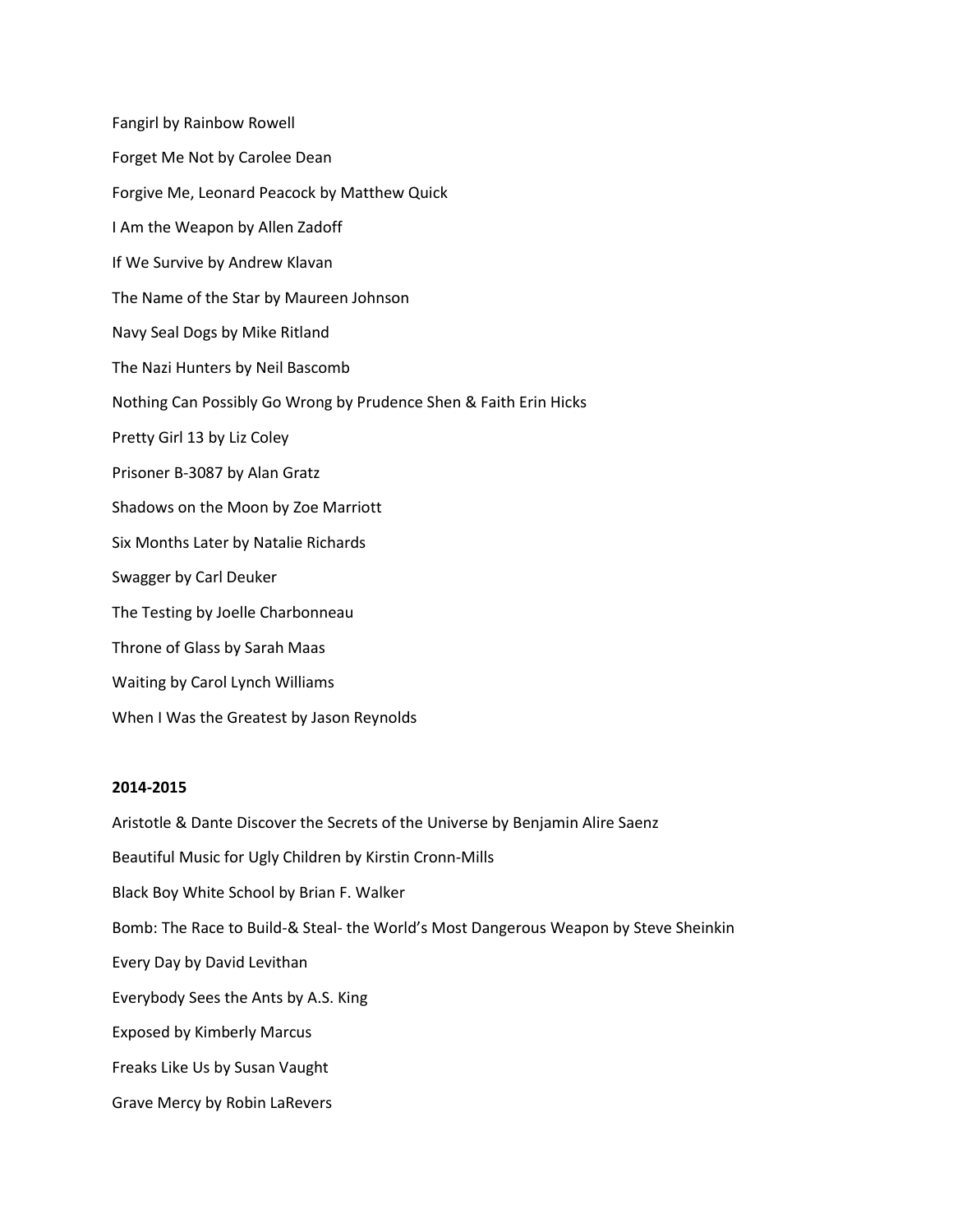Fangirl by Rainbow Rowell

Forget Me Not by Carolee Dean

Forgive Me, Leonard Peacock by Matthew Quick

I Am the Weapon by Allen Zadoff

If We Survive by Andrew Klavan

The Name of the Star by Maureen Johnson

Navy Seal Dogs by Mike Ritland

The Nazi Hunters by Neil Bascomb

Nothing Can Possibly Go Wrong by Prudence Shen & Faith Erin Hicks

Pretty Girl 13 by Liz Coley

Prisoner B-3087 by Alan Gratz

Shadows on the Moon by Zoe Marriott

Six Months Later by Natalie Richards

Swagger by Carl Deuker

The Testing by Joelle Charbonneau

Throne of Glass by Sarah Maas

Waiting by Carol Lynch Williams

When I Was the Greatest by Jason Reynolds

**2014-2015**

Aristotle & Dante Discover the Secrets of the Universe by Benjamin Alire Saenz

Beautiful Music for Ugly Children by Kirstin Cronn-Mills

Black Boy White School by Brian F. Walker

Bomb: The Race to Build-& Steal- the World's Most Dangerous Weapon by Steve Sheinkin

Every Day by David Levithan

Everybody Sees the Ants by A.S. King

Exposed by Kimberly Marcus

Freaks Like Us by Susan Vaught

Grave Mercy by Robin LaRevers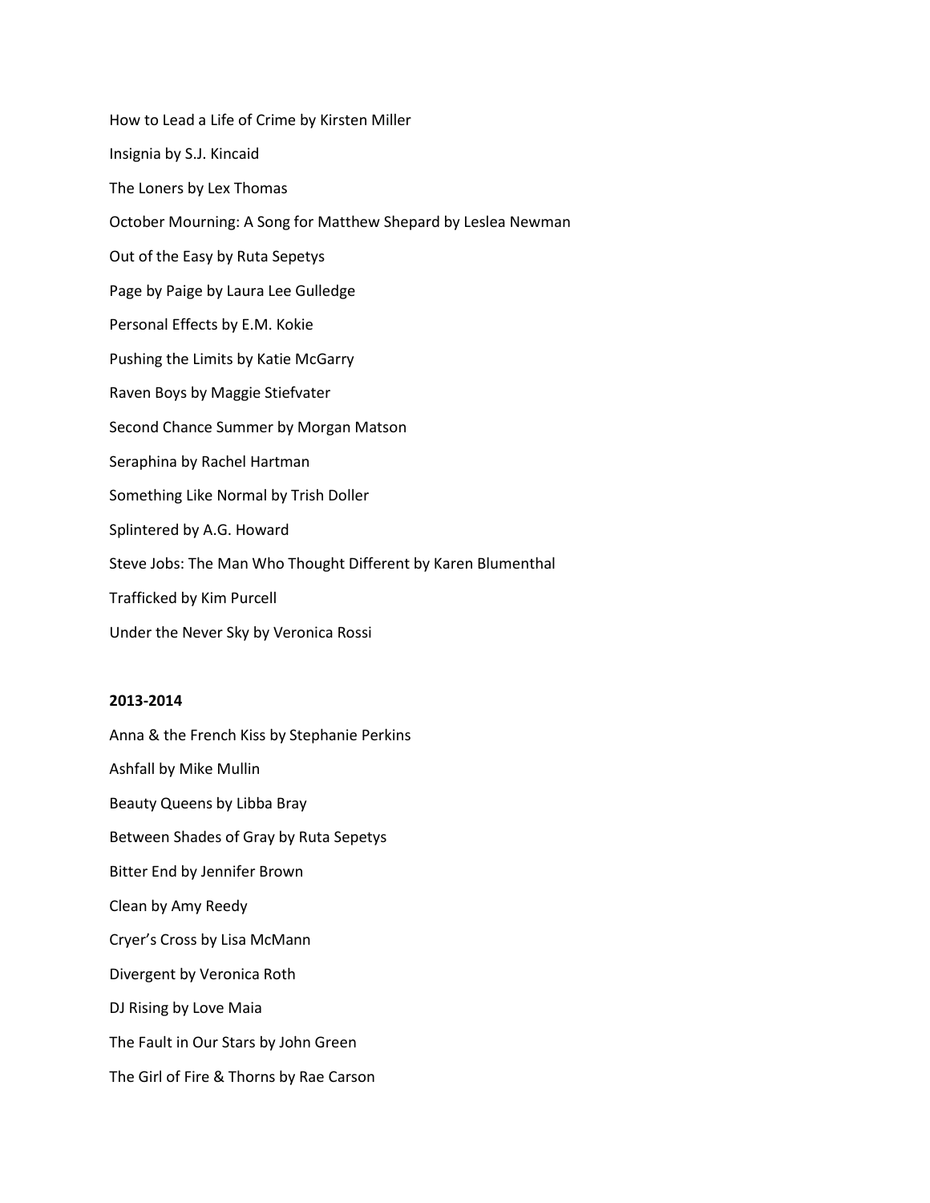How to Lead a Life of Crime by Kirsten Miller

Insignia by S.J. Kincaid

The Loners by Lex Thomas

October Mourning: A Song for Matthew Shepard by Leslea Newman

Out of the Easy by Ruta Sepetys

Page by Paige by Laura Lee Gulledge

Personal Effects by E.M. Kokie

Pushing the Limits by Katie McGarry

Raven Boys by Maggie Stiefvater

Second Chance Summer by Morgan Matson

Seraphina by Rachel Hartman

Something Like Normal by Trish Doller

Splintered by A.G. Howard

Steve Jobs: The Man Who Thought Different by Karen Blumenthal

Trafficked by Kim Purcell

Under the Never Sky by Veronica Rossi

**2013-2014**

Anna & the French Kiss by Stephanie Perkins

Ashfall by Mike Mullin

Beauty Queens by Libba Bray

Between Shades of Gray by Ruta Sepetys

Bitter End by Jennifer Brown

Clean by Amy Reedy

Cryer's Cross by Lisa McMann

Divergent by Veronica Roth

DJ Rising by Love Maia

The Fault in Our Stars by John Green

The Girl of Fire & Thorns by Rae Carson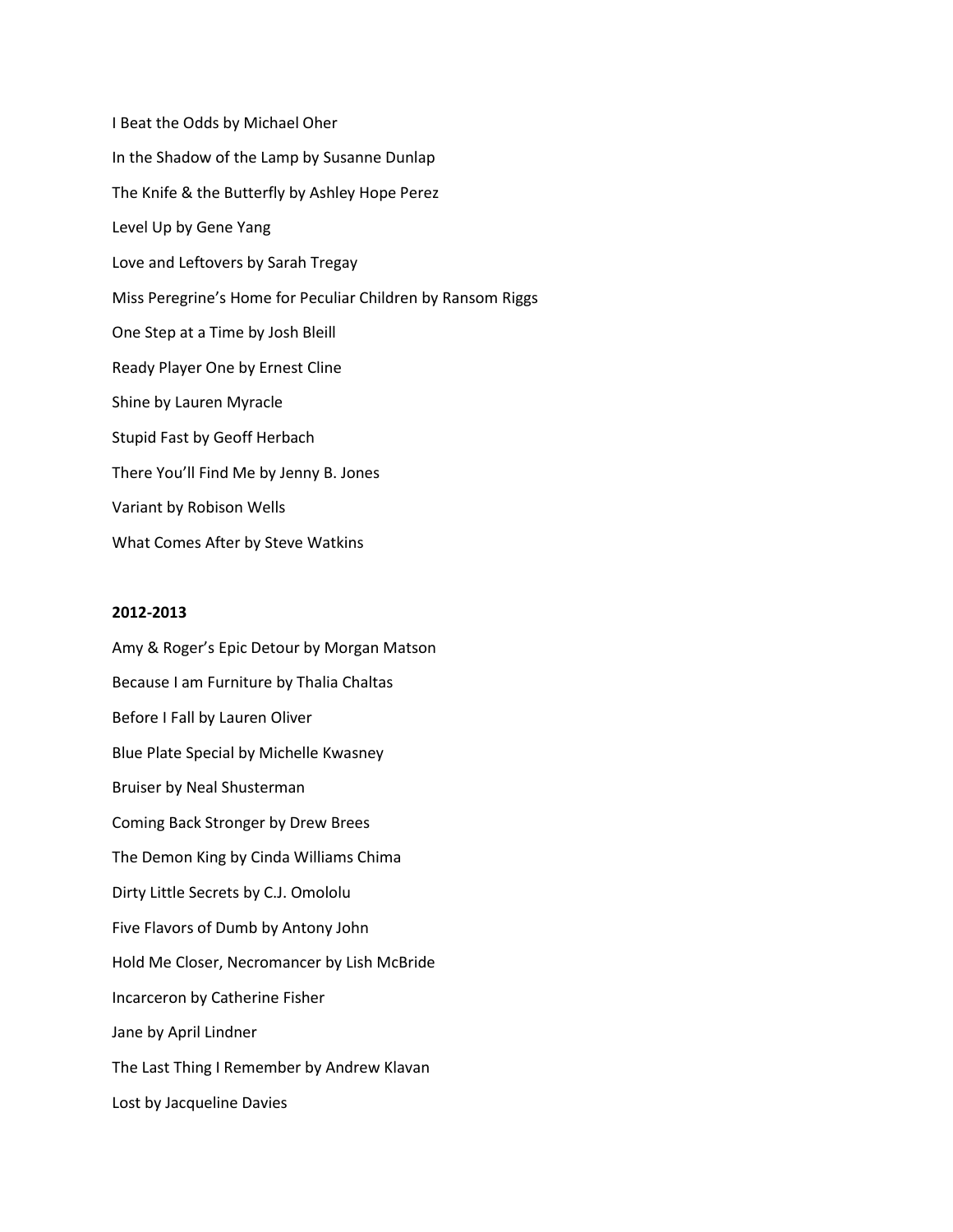I Beat the Odds by Michael Oher

In the Shadow of the Lamp by Susanne Dunlap

The Knife & the Butterfly by Ashley Hope Perez

Level Up by Gene Yang

Love and Leftovers by Sarah Tregay

Miss Peregrine's Home for Peculiar Children by Ransom Riggs

One Step at a Time by Josh Bleill

Ready Player One by Ernest Cline

Shine by Lauren Myracle

Stupid Fast by Geoff Herbach

There You'll Find Me by Jenny B. Jones

Variant by Robison Wells

What Comes After by Steve Watkins

**2012-2013**

Amy & Roger's Epic Detour by Morgan Matson

Because I am Furniture by Thalia Chaltas

Before I Fall by Lauren Oliver

Blue Plate Special by Michelle Kwasney

Bruiser by Neal Shusterman

Coming Back Stronger by Drew Brees

The Demon King by Cinda Williams Chima

Dirty Little Secrets by C.J. Omololu

Five Flavors of Dumb by Antony John

Hold Me Closer, Necromancer by Lish McBride

Incarceron by Catherine Fisher

Jane by April Lindner

The Last Thing I Remember by Andrew Klavan

Lost by Jacqueline Davies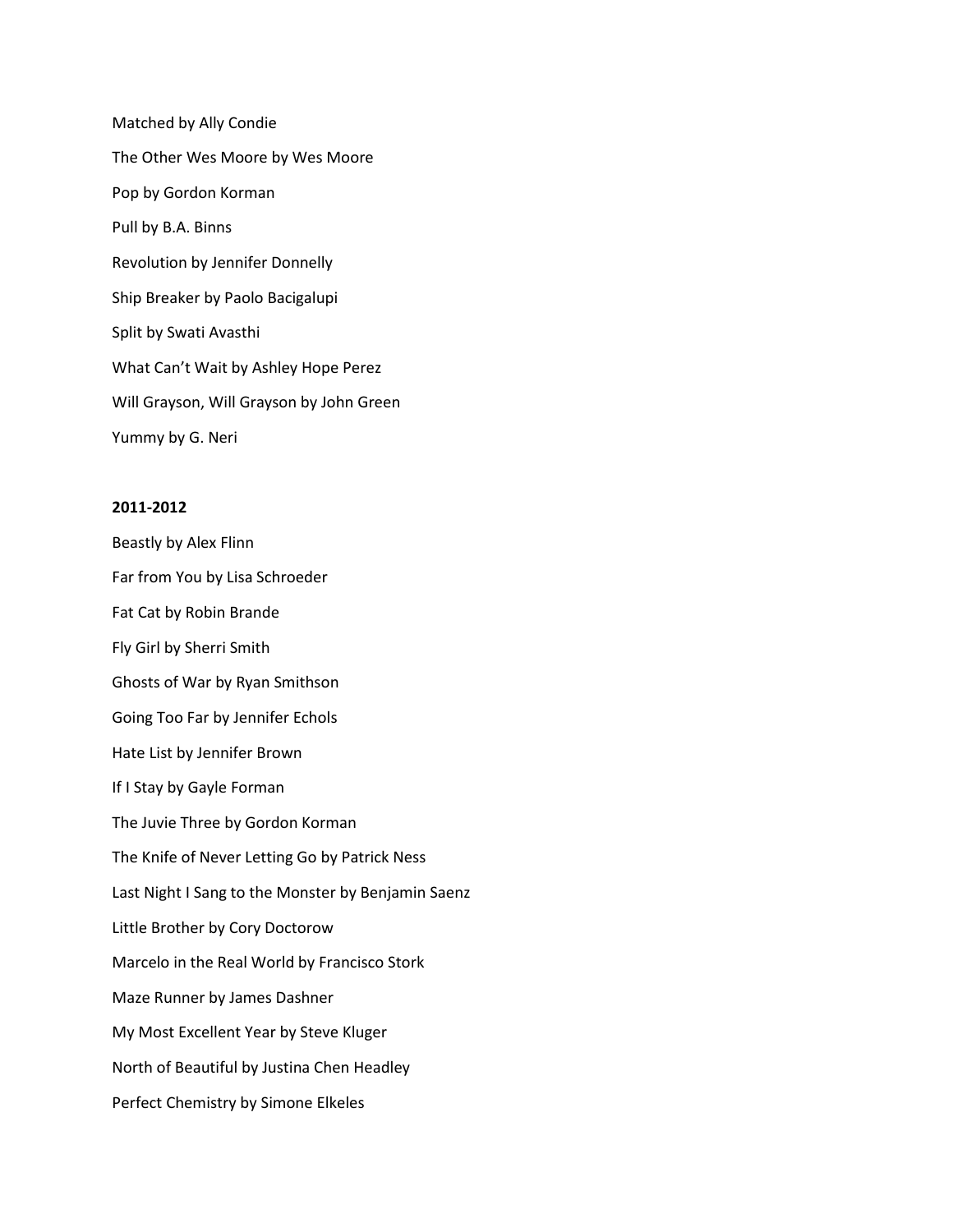Matched by Ally Condie

The Other Wes Moore by Wes Moore

Pop by Gordon Korman

Pull by B.A. Binns

Revolution by Jennifer Donnelly

Ship Breaker by Paolo Bacigalupi

Split by Swati Avasthi

What Can't Wait by Ashley Hope Perez

Will Grayson, Will Grayson by John Green

Yummy by G. Neri

**2011-2012**

Beastly by Alex Flinn

Far from You by Lisa Schroeder

Fat Cat by Robin Brande

Fly Girl by Sherri Smith

Ghosts of War by Ryan Smithson

Going Too Far by Jennifer Echols

Hate List by Jennifer Brown

If I Stay by Gayle Forman

The Juvie Three by Gordon Korman

The Knife of Never Letting Go by Patrick Ness

Last Night I Sang to the Monster by Benjamin Saenz

Little Brother by Cory Doctorow

Marcelo in the Real World by Francisco Stork

Maze Runner by James Dashner

My Most Excellent Year by Steve Kluger

North of Beautiful by Justina Chen Headley

Perfect Chemistry by Simone Elkeles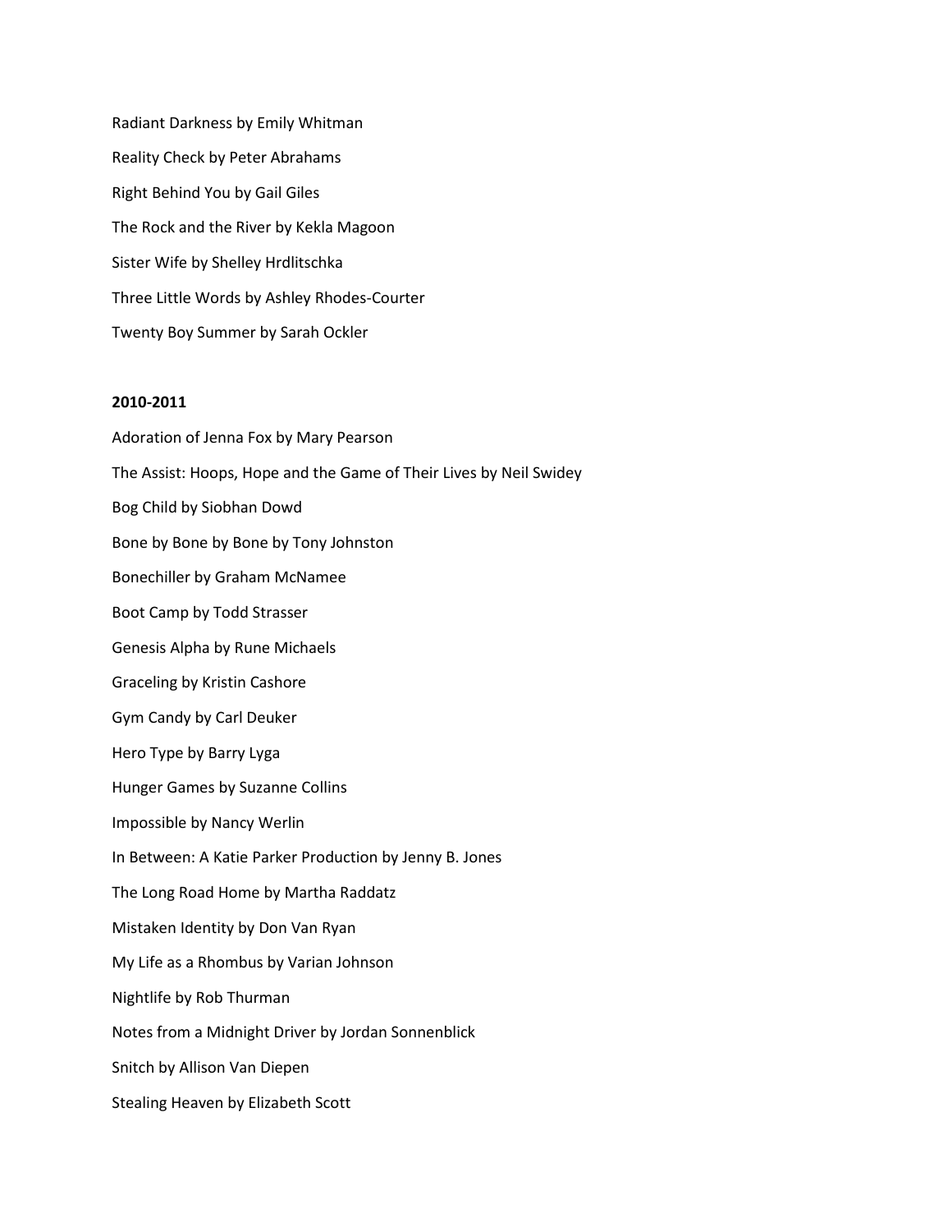Radiant Darkness by Emily Whitman

Reality Check by Peter Abrahams

Right Behind You by Gail Giles

The Rock and the River by Kekla Magoon

Sister Wife by Shelley Hrdlitschka

Three Little Words by Ashley Rhodes-Courter

Twenty Boy Summer by Sarah Ockler

**2010-2011**

Adoration of Jenna Fox by Mary Pearson

The Assist: Hoops, Hope and the Game of Their Lives by Neil Swidey

Bog Child by Siobhan Dowd

Bone by Bone by Bone by Tony Johnston

Bonechiller by Graham McNamee

Boot Camp by Todd Strasser

Genesis Alpha by Rune Michaels

Graceling by Kristin Cashore

Gym Candy by Carl Deuker

Hero Type by Barry Lyga

Hunger Games by Suzanne Collins

Impossible by Nancy Werlin

In Between: A Katie Parker Production by Jenny B. Jones

The Long Road Home by Martha Raddatz

Mistaken Identity by Don Van Ryan

My Life as a Rhombus by Varian Johnson

Nightlife by Rob Thurman

Notes from a Midnight Driver by Jordan Sonnenblick

Snitch by Allison Van Diepen

Stealing Heaven by Elizabeth Scott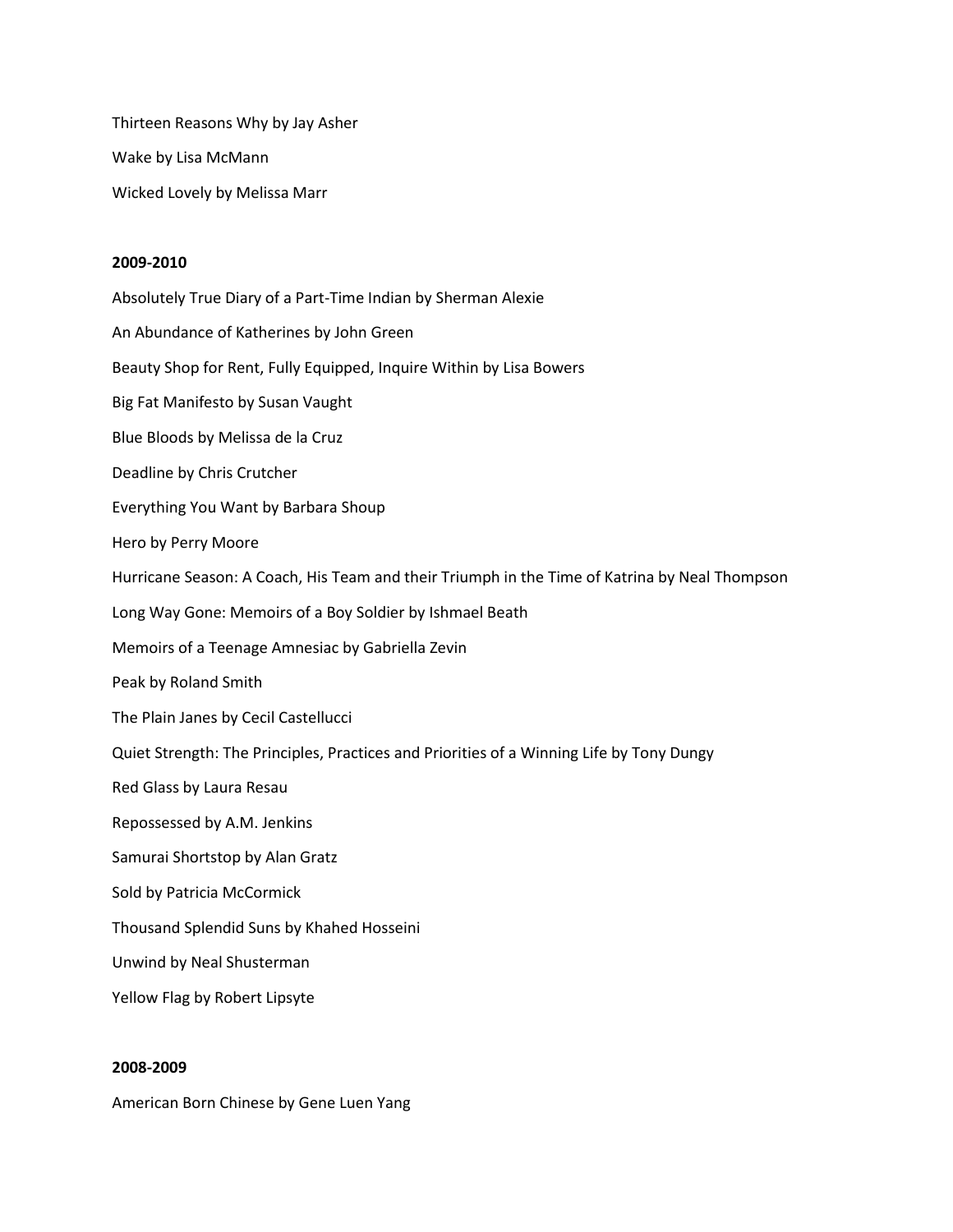Thirteen Reasons Why by Jay Asher

Wake by Lisa McMann

Wicked Lovely by Melissa Marr

**2009-2010**

Absolutely True Diary of a Part-Time Indian by Sherman Alexie

An Abundance of Katherines by John Green

Beauty Shop for Rent, Fully Equipped, Inquire Within by Lisa Bowers

Big Fat Manifesto by Susan Vaught

Blue Bloods by Melissa de la Cruz

Deadline by Chris Crutcher

Everything You Want by Barbara Shoup

Hero by Perry Moore

Hurricane Season: A Coach, His Team and their Triumph in the Time of Katrina by Neal Thompson

Long Way Gone: Memoirs of a Boy Soldier by Ishmael Beath

Memoirs of a Teenage Amnesiac by Gabriella Zevin

Peak by Roland Smith

The Plain Janes by Cecil Castellucci

Quiet Strength: The Principles, Practices and Priorities of a Winning Life by Tony Dungy

Red Glass by Laura Resau

Repossessed by A.M. Jenkins

Samurai Shortstop by Alan Gratz

Sold by Patricia McCormick

Thousand Splendid Suns by Khahed Hosseini

Unwind by Neal Shusterman

Yellow Flag by Robert Lipsyte

**2008-2009**

American Born Chinese by Gene Luen Yang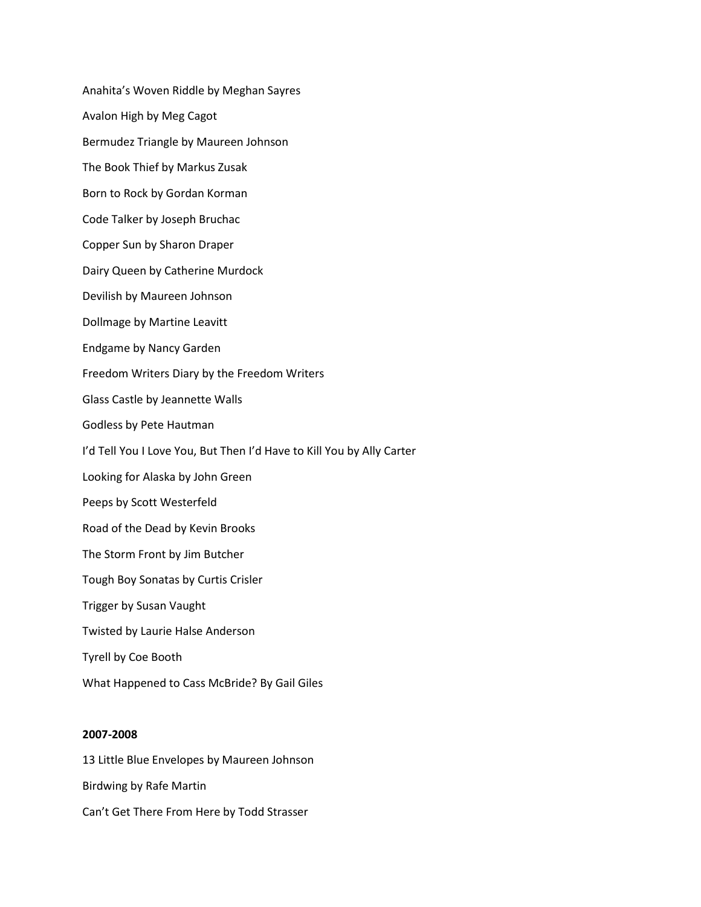Anahita's Woven Riddle by Meghan Sayres

Avalon High by Meg Cagot

Bermudez Triangle by Maureen Johnson

The Book Thief by Markus Zusak

Born to Rock by Gordan Korman

Code Talker by Joseph Bruchac

Copper Sun by Sharon Draper

Dairy Queen by Catherine Murdock

Devilish by Maureen Johnson

Dollmage by Martine Leavitt

Endgame by Nancy Garden

Freedom Writers Diary by the Freedom Writers

Glass Castle by Jeannette Walls

Godless by Pete Hautman

I'd Tell You I Love You, But Then I'd Have to Kill You by Ally Carter

Looking for Alaska by John Green

Peeps by Scott Westerfeld

Road of the Dead by Kevin Brooks

The Storm Front by Jim Butcher

Tough Boy Sonatas by Curtis Crisler

Trigger by Susan Vaught

Twisted by Laurie Halse Anderson

Tyrell by Coe Booth

What Happened to Cass McBride? By Gail Giles

**2007-2008**

13 Little Blue Envelopes by Maureen Johnson

Birdwing by Rafe Martin

Can't Get There From Here by Todd Strasser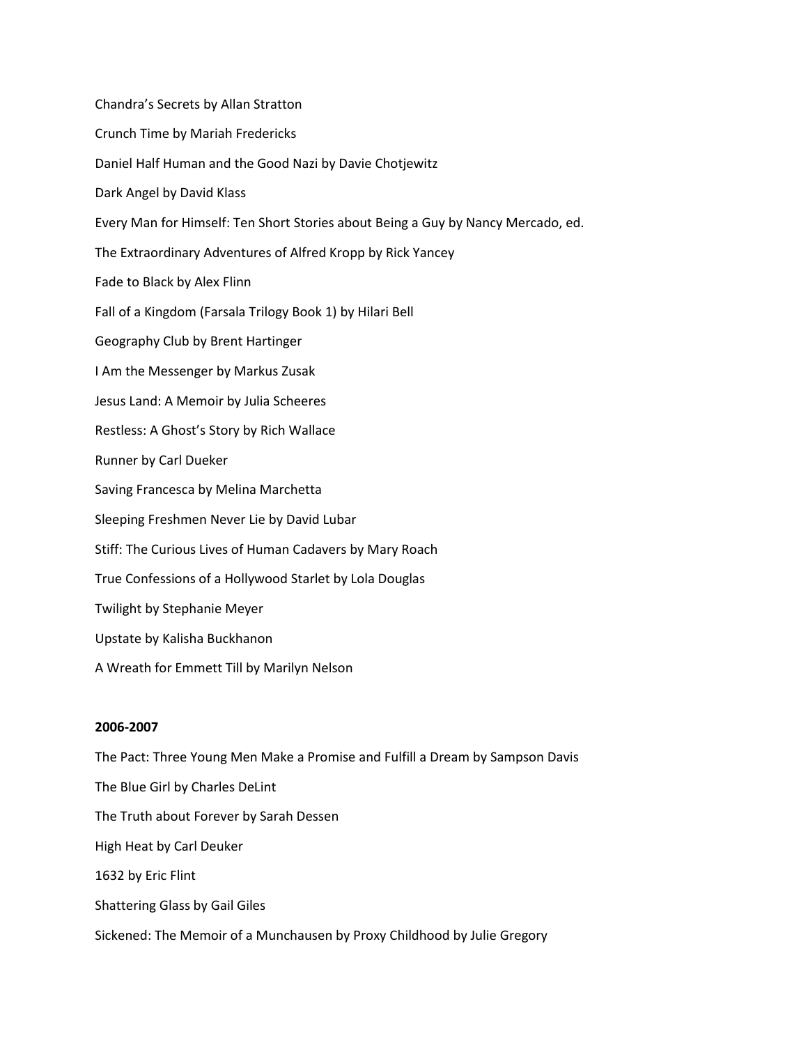Chandra's Secrets by Allan Stratton

Crunch Time by Mariah Fredericks

Daniel Half Human and the Good Nazi by Davie Chotjewitz

Dark Angel by David Klass

Every Man for Himself: Ten Short Stories about Being a Guy by Nancy Mercado, ed.

The Extraordinary Adventures of Alfred Kropp by Rick Yancey

Fade to Black by Alex Flinn

Fall of a Kingdom (Farsala Trilogy Book 1) by Hilari Bell

Geography Club by Brent Hartinger

I Am the Messenger by Markus Zusak

Jesus Land: A Memoir by Julia Scheeres

Restless: A Ghost's Story by Rich Wallace

Runner by Carl Dueker

Saving Francesca by Melina Marchetta

Sleeping Freshmen Never Lie by David Lubar

Stiff: The Curious Lives of Human Cadavers by Mary Roach

True Confessions of a Hollywood Starlet by Lola Douglas

Twilight by Stephanie Meyer

Upstate by Kalisha Buckhanon

A Wreath for Emmett Till by Marilyn Nelson

**2006-2007**

The Pact: Three Young Men Make a Promise and Fulfill a Dream by Sampson Davis

The Blue Girl by Charles DeLint

The Truth about Forever by Sarah Dessen

High Heat by Carl Deuker

1632 by Eric Flint

Shattering Glass by Gail Giles

Sickened: The Memoir of a Munchausen by Proxy Childhood by Julie Gregory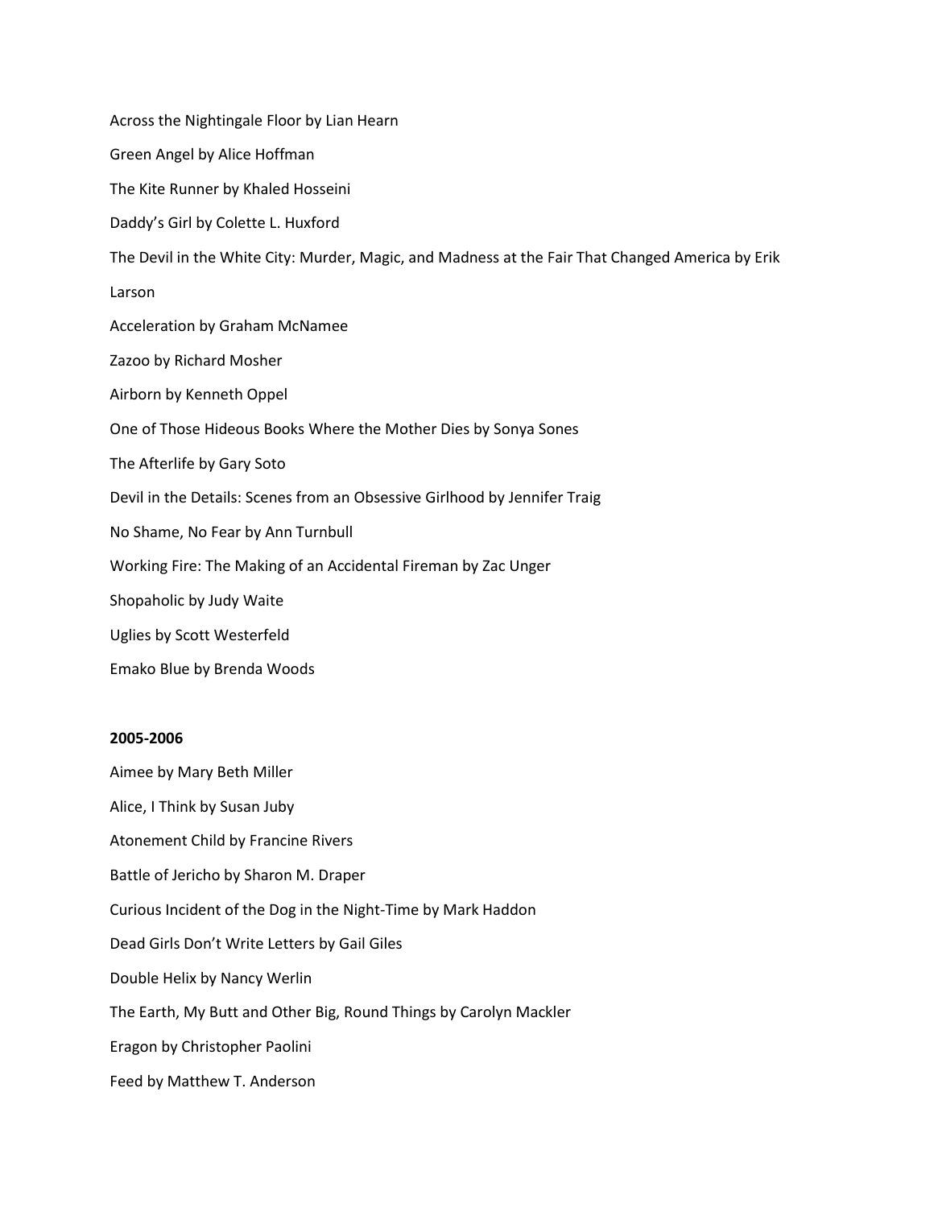Across the Nightingale Floor by Lian Hearn

Green Angel by Alice Hoffman

The Kite Runner by Khaled Hosseini

Daddy's Girl by Colette L. Huxford

The Devil in the White City: Murder, Magic, and Madness at the Fair That Changed America by Erik Larson

Acceleration by Graham McNamee

Zazoo by Richard Mosher

Airborn by Kenneth Oppel

One of Those Hideous Books Where the Mother Dies by Sonya Sones

The Afterlife by Gary Soto

Devil in the Details: Scenes from an Obsessive Girlhood by Jennifer Traig

No Shame, No Fear by Ann Turnbull

Working Fire: The Making of an Accidental Fireman by Zac Unger

Shopaholic by Judy Waite

Uglies by Scott Westerfeld

Emako Blue by Brenda Woods

**2005-2006**

Aimee by Mary Beth Miller

Alice, I Think by Susan Juby

Atonement Child by Francine Rivers

Battle of Jericho by Sharon M. Draper

Curious Incident of the Dog in the Night-Time by Mark Haddon

Dead Girls Don't Write Letters by Gail Giles

Double Helix by Nancy Werlin

The Earth, My Butt and Other Big, Round Things by Carolyn Mackler

Eragon by Christopher Paolini

Feed by Matthew T. Anderson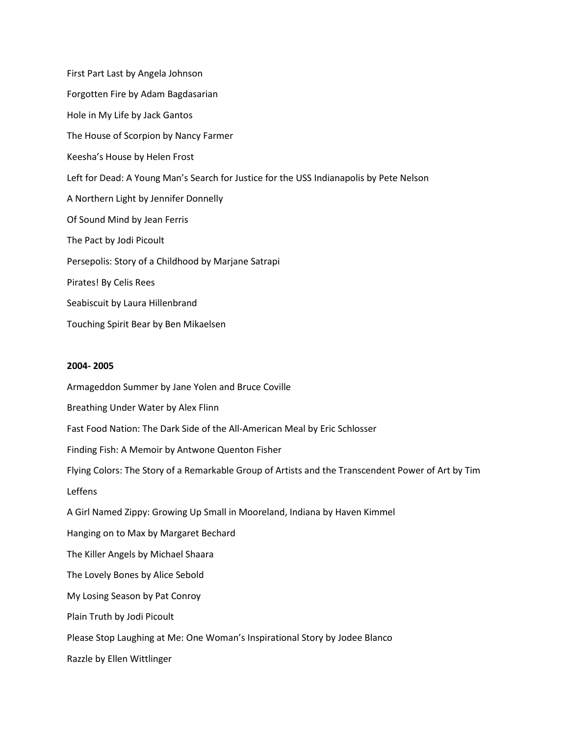First Part Last by Angela Johnson

Forgotten Fire by Adam Bagdasarian

Hole in My Life by Jack Gantos

The House of Scorpion by Nancy Farmer

Keesha's House by Helen Frost

Left for Dead: A Young Man's Search for Justice for the USS Indianapolis by Pete Nelson

A Northern Light by Jennifer Donnelly

Of Sound Mind by Jean Ferris

The Pact by Jodi Picoult

Persepolis: Story of a Childhood by Marjane Satrapi

Pirates! By Celis Rees

Seabiscuit by Laura Hillenbrand

Touching Spirit Bear by Ben Mikaelsen

**2004- 2005**

Armageddon Summer by Jane Yolen and Bruce Coville

Breathing Under Water by Alex Flinn

Fast Food Nation: The Dark Side of the All-American Meal by Eric Schlosser

Finding Fish: A Memoir by Antwone Quenton Fisher

Flying Colors: The Story of a Remarkable Group of Artists and the Transcendent Power of Art by Tim Leffens

A Girl Named Zippy: Growing Up Small in Mooreland, Indiana by Haven Kimmel

Hanging on to Max by Margaret Bechard

The Killer Angels by Michael Shaara

The Lovely Bones by Alice Sebold

My Losing Season by Pat Conroy

Plain Truth by Jodi Picoult

Please Stop Laughing at Me: One Woman's Inspirational Story by Jodee Blanco

Razzle by Ellen Wittlinger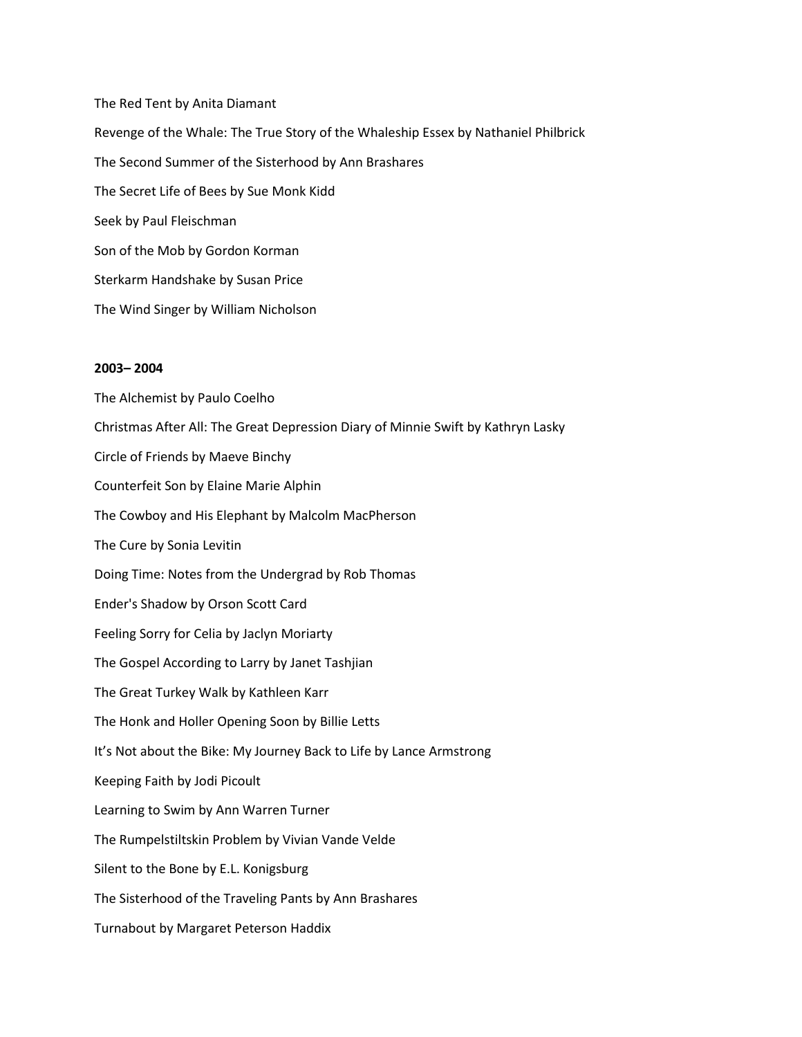The Red Tent by Anita Diamant

Revenge of the Whale: The True Story of the Whaleship Essex by Nathaniel Philbrick

The Second Summer of the Sisterhood by Ann Brashares

The Secret Life of Bees by Sue Monk Kidd

Seek by Paul Fleischman

Son of the Mob by Gordon Korman

Sterkarm Handshake by Susan Price

The Wind Singer by William Nicholson

**2003– 2004**

The Alchemist by Paulo Coelho

Christmas After All: The Great Depression Diary of Minnie Swift by Kathryn Lasky

Circle of Friends by Maeve Binchy

Counterfeit Son by Elaine Marie Alphin

The Cowboy and His Elephant by Malcolm MacPherson

The Cure by Sonia Levitin

Doing Time: Notes from the Undergrad by Rob Thomas

Ender's Shadow by Orson Scott Card

Feeling Sorry for Celia by Jaclyn Moriarty

The Gospel According to Larry by Janet Tashjian

The Great Turkey Walk by Kathleen Karr

The Honk and Holler Opening Soon by Billie Letts

It's Not about the Bike: My Journey Back to Life by Lance Armstrong

Keeping Faith by Jodi Picoult

Learning to Swim by Ann Warren Turner

The Rumpelstiltskin Problem by Vivian Vande Velde

Silent to the Bone by E.L. Konigsburg

The Sisterhood of the Traveling Pants by Ann Brashares

Turnabout by Margaret Peterson Haddix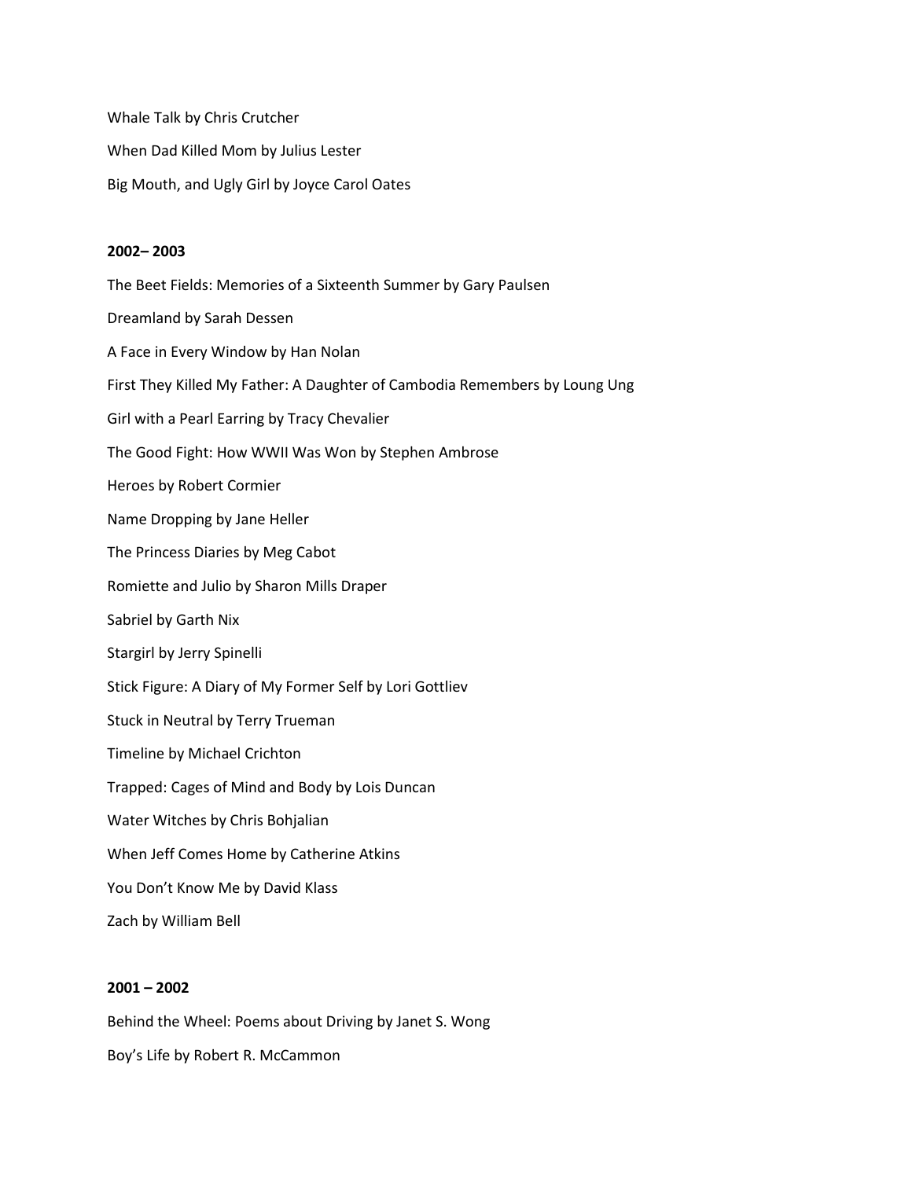Whale Talk by Chris Crutcher

When Dad Killed Mom by Julius Lester

Big Mouth, and Ugly Girl by Joyce Carol Oates

**2002– 2003**

The Beet Fields: Memories of a Sixteenth Summer by Gary Paulsen

Dreamland by Sarah Dessen

A Face in Every Window by Han Nolan

First They Killed My Father: A Daughter of Cambodia Remembers by Loung Ung

Girl with a Pearl Earring by Tracy Chevalier

The Good Fight: How WWII Was Won by Stephen Ambrose

Heroes by Robert Cormier

Name Dropping by Jane Heller

The Princess Diaries by Meg Cabot

Romiette and Julio by Sharon Mills Draper

Sabriel by Garth Nix

Stargirl by Jerry Spinelli

Stick Figure: A Diary of My Former Self by Lori Gottliev

Stuck in Neutral by Terry Trueman

Timeline by Michael Crichton

Trapped: Cages of Mind and Body by Lois Duncan

Water Witches by Chris Bohjalian

When Jeff Comes Home by Catherine Atkins

You Don't Know Me by David Klass

Zach by William Bell

**2001 – 2002**

Behind the Wheel: Poems about Driving by Janet S. Wong

Boy's Life by Robert R. McCammon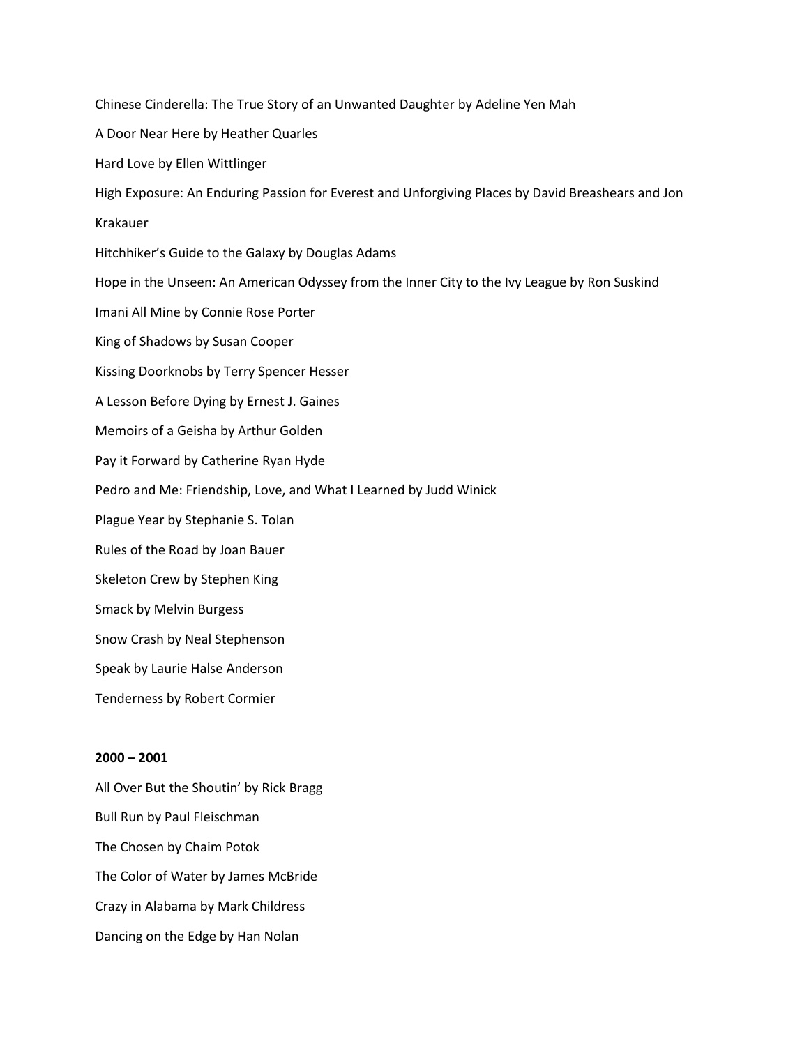Chinese Cinderella: The True Story of an Unwanted Daughter by Adeline Yen Mah

A Door Near Here by Heather Quarles

Hard Love by Ellen Wittlinger

High Exposure: An Enduring Passion for Everest and Unforgiving Places by David Breashears and Jon Krakauer

Hitchhiker's Guide to the Galaxy by Douglas Adams

Hope in the Unseen: An American Odyssey from the Inner City to the Ivy League by Ron Suskind

Imani All Mine by Connie Rose Porter

King of Shadows by Susan Cooper

Kissing Doorknobs by Terry Spencer Hesser

A Lesson Before Dying by Ernest J. Gaines

Memoirs of a Geisha by Arthur Golden

Pay it Forward by Catherine Ryan Hyde

Pedro and Me: Friendship, Love, and What I Learned by Judd Winick

Plague Year by Stephanie S. Tolan

Rules of the Road by Joan Bauer

Skeleton Crew by Stephen King

Smack by Melvin Burgess

Snow Crash by Neal Stephenson

Speak by Laurie Halse Anderson

Tenderness by Robert Cormier

**2000 – 2001**

All Over But the Shoutin' by Rick Bragg

Bull Run by Paul Fleischman

The Chosen by Chaim Potok

The Color of Water by James McBride

Crazy in Alabama by Mark Childress

Dancing on the Edge by Han Nolan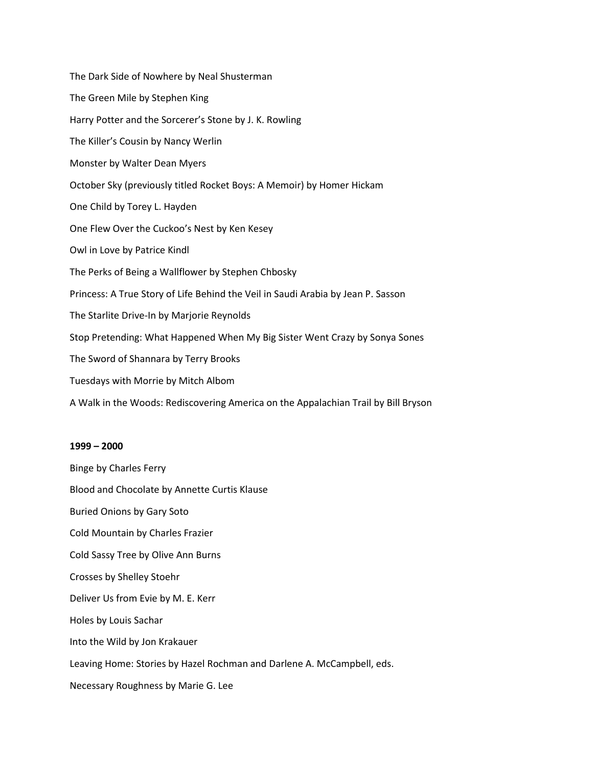The Dark Side of Nowhere by Neal Shusterman

The Green Mile by Stephen King

Harry Potter and the Sorcerer's Stone by J. K. Rowling

The Killer's Cousin by Nancy Werlin

Monster by Walter Dean Myers

October Sky (previously titled Rocket Boys: A Memoir) by Homer Hickam

One Child by Torey L. Hayden

One Flew Over the Cuckoo's Nest by Ken Kesey

Owl in Love by Patrice Kindl

The Perks of Being a Wallflower by Stephen Chbosky

Princess: A True Story of Life Behind the Veil in Saudi Arabia by Jean P. Sasson

The Starlite Drive-In by Marjorie Reynolds

Stop Pretending: What Happened When My Big Sister Went Crazy by Sonya Sones

The Sword of Shannara by Terry Brooks

Tuesdays with Morrie by Mitch Albom

A Walk in the Woods: Rediscovering America on the Appalachian Trail by Bill Bryson

**1999 – 2000**

Binge by Charles Ferry

Blood and Chocolate by Annette Curtis Klause

Buried Onions by Gary Soto

Cold Mountain by Charles Frazier

Cold Sassy Tree by Olive Ann Burns

Crosses by Shelley Stoehr

Deliver Us from Evie by M. E. Kerr

Holes by Louis Sachar

Into the Wild by Jon Krakauer

Leaving Home: Stories by Hazel Rochman and Darlene A. McCampbell, eds.

Necessary Roughness by Marie G. Lee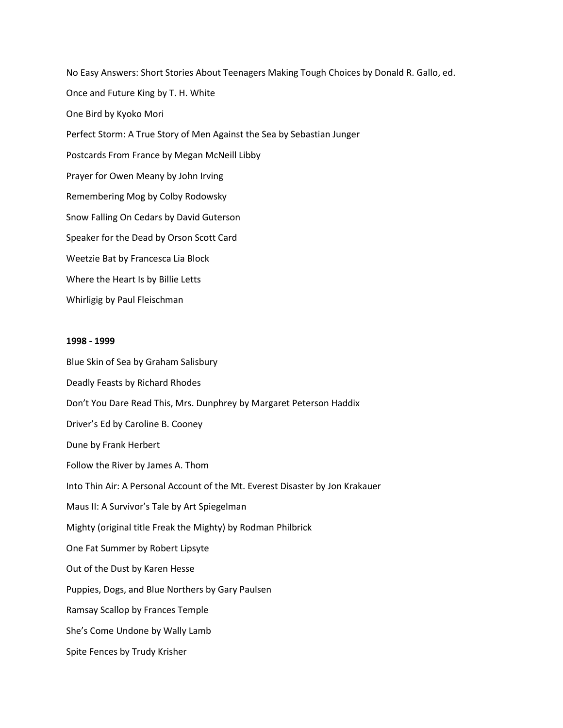No Easy Answers: Short Stories About Teenagers Making Tough Choices by Donald R. Gallo, ed.

Once and Future King by T. H. White

One Bird by Kyoko Mori

Perfect Storm: A True Story of Men Against the Sea by Sebastian Junger

Postcards From France by Megan McNeill Libby

Prayer for Owen Meany by John Irving

Remembering Mog by Colby Rodowsky

Snow Falling On Cedars by David Guterson

Speaker for the Dead by Orson Scott Card

Weetzie Bat by Francesca Lia Block

Where the Heart Is by Billie Letts

Whirligig by Paul Fleischman

**1998 - 1999**

Blue Skin of Sea by Graham Salisbury

Deadly Feasts by Richard Rhodes

Don't You Dare Read This, Mrs. Dunphrey by Margaret Peterson Haddix

Driver's Ed by Caroline B. Cooney

Dune by Frank Herbert

Follow the River by James A. Thom

Into Thin Air: A Personal Account of the Mt. Everest Disaster by Jon Krakauer

Maus II: A Survivor's Tale by Art Spiegelman

Mighty (original title Freak the Mighty) by Rodman Philbrick

One Fat Summer by Robert Lipsyte

Out of the Dust by Karen Hesse

Puppies, Dogs, and Blue Northers by Gary Paulsen

Ramsay Scallop by Frances Temple

She's Come Undone by Wally Lamb

Spite Fences by Trudy Krisher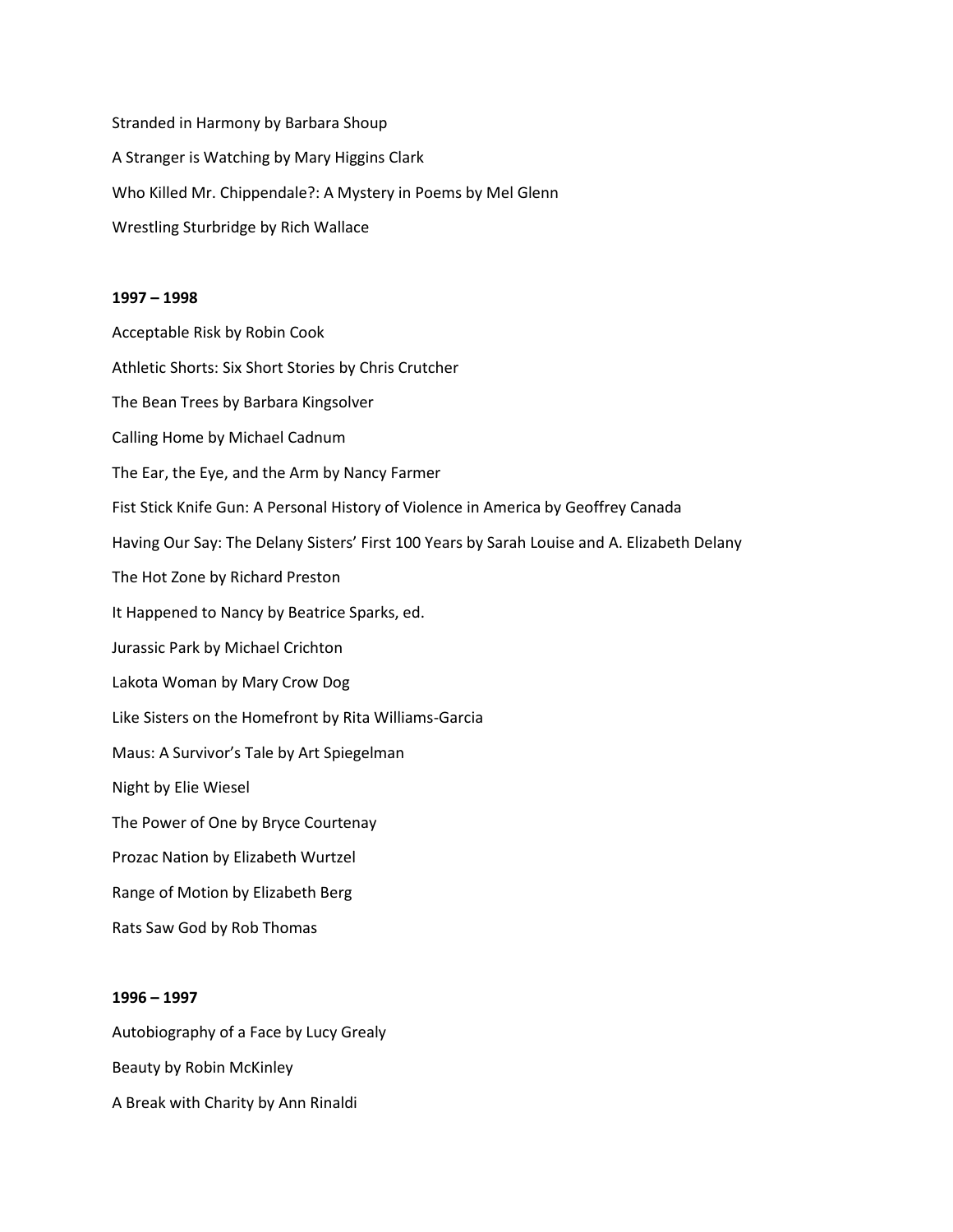Stranded in Harmony by Barbara Shoup

A Stranger is Watching by Mary Higgins Clark

Who Killed Mr. Chippendale?: A Mystery in Poems by Mel Glenn

Wrestling Sturbridge by Rich Wallace

**1997 – 1998**

Acceptable Risk by Robin Cook

Athletic Shorts: Six Short Stories by Chris Crutcher

The Bean Trees by Barbara Kingsolver

Calling Home by Michael Cadnum

The Ear, the Eye, and the Arm by Nancy Farmer

Fist Stick Knife Gun: A Personal History of Violence in America by Geoffrey Canada

Having Our Say: The Delany Sisters' First 100 Years by Sarah Louise and A. Elizabeth Delany

The Hot Zone by Richard Preston

It Happened to Nancy by Beatrice Sparks, ed.

Jurassic Park by Michael Crichton

Lakota Woman by Mary Crow Dog

Like Sisters on the Homefront by Rita Williams-Garcia

Maus: A Survivor's Tale by Art Spiegelman

Night by Elie Wiesel

The Power of One by Bryce Courtenay

Prozac Nation by Elizabeth Wurtzel

Range of Motion by Elizabeth Berg

Rats Saw God by Rob Thomas

**1996 – 1997**

Autobiography of a Face by Lucy Grealy

Beauty by Robin McKinley

A Break with Charity by Ann Rinaldi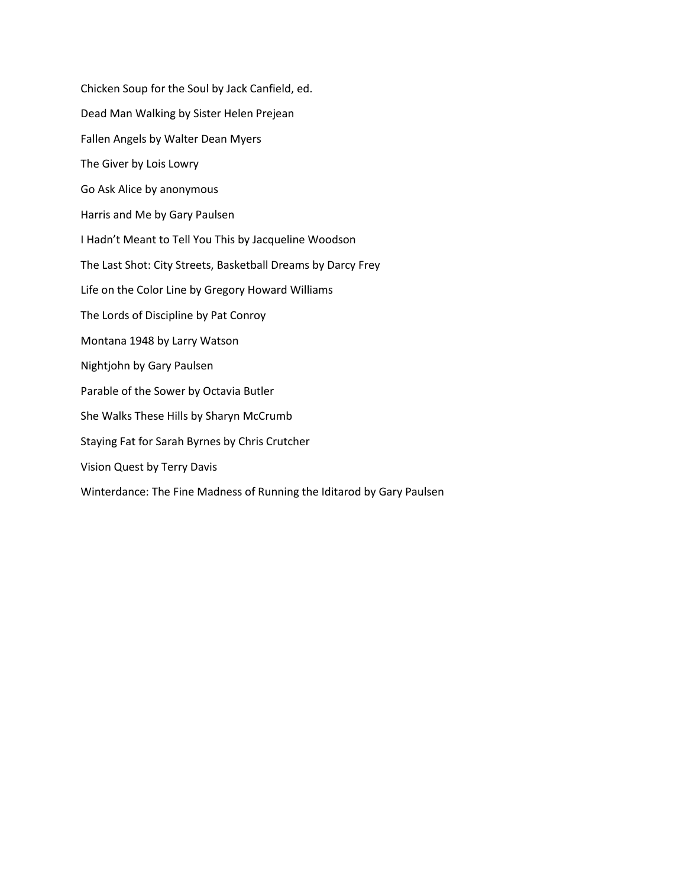Chicken Soup for the Soul by Jack Canfield, ed.

Dead Man Walking by Sister Helen Prejean

Fallen Angels by Walter Dean Myers

The Giver by Lois Lowry

Go Ask Alice by anonymous

Harris and Me by Gary Paulsen

I Hadn't Meant to Tell You This by Jacqueline Woodson

The Last Shot: City Streets, Basketball Dreams by Darcy Frey

Life on the Color Line by Gregory Howard Williams

The Lords of Discipline by Pat Conroy

Montana 1948 by Larry Watson

Nightjohn by Gary Paulsen

Parable of the Sower by Octavia Butler

She Walks These Hills by Sharyn McCrumb

Staying Fat for Sarah Byrnes by Chris Crutcher

Vision Quest by Terry Davis

Winterdance: The Fine Madness of Running the Iditarod by Gary Paulsen